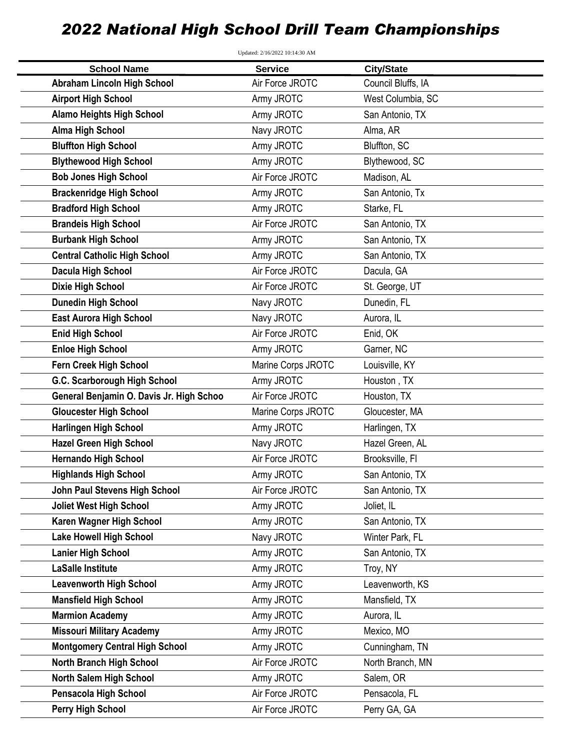# 2022 National High School Drill Team Championships

Updated: 2/16/2022 10:14:30 AM

| School Name | Service | City/State |
|---|---|---|
| **Abraham Lincoln High School** | Air Force JROTC | Council Bluffs, IA |
| **Airport High School** | Army JROTC | West Columbia, SC |
| **Alamo Heights High School** | Army JROTC | San Antonio, TX |
| **Alma High School** | Navy JROTC | Alma, AR |
| **Bluffton High School** | Army JROTC | Bluffton, SC |
| **Blythewood High School** | Army JROTC | Blythewood, SC |
| **Bob Jones High School** | Air Force JROTC | Madison, AL |
| **Brackenridge High School** | Army JROTC | San Antonio, Tx |
| **Bradford High School** | Army JROTC | Starke, FL |
| **Brandeis High School** | Air Force JROTC | San Antonio, TX |
| **Burbank High School** | Army JROTC | San Antonio, TX |
| **Central Catholic High School** | Army JROTC | San Antonio, TX |
| **Dacula High School** | Air Force JROTC | Dacula, GA |
| **Dixie High School** | Air Force JROTC | St. George, UT |
| **Dunedin High School** | Navy JROTC | Dunedin, FL |
| **East Aurora High School** | Navy JROTC | Aurora, IL |
| **Enid High School** | Air Force JROTC | Enid, OK |
| **Enloe High School** | Army JROTC | Garner, NC |
| **Fern Creek High School** | Marine Corps JROTC | Louisville, KY |
| **G.C. Scarborough High School** | Army JROTC | Houston , TX |
| **General Benjamin O. Davis Jr. High Schoo** | Air Force JROTC | Houston, TX |
| **Gloucester High School** | Marine Corps JROTC | Gloucester, MA |
| **Harlingen High School** | Army JROTC | Harlingen, TX |
| **Hazel Green High School** | Navy JROTC | Hazel Green, AL |
| **Hernando High School** | Air Force JROTC | Brooksville, Fl |
| **Highlands High School** | Army JROTC | San Antonio, TX |
| **John Paul Stevens High School** | Air Force JROTC | San Antonio, TX |
| **Joliet West High School** | Army JROTC | Joliet, IL |
| **Karen Wagner High School** | Army JROTC | San Antonio, TX |
| **Lake Howell High School** | Navy JROTC | Winter Park, FL |
| **Lanier High School** | Army JROTC | San Antonio, TX |
| **LaSalle Institute** | Army JROTC | Troy, NY |
| **Leavenworth High School** | Army JROTC | Leavenworth, KS |
| **Mansfield High School** | Army JROTC | Mansfield, TX |
| **Marmion Academy** | Army JROTC | Aurora, IL |
| **Missouri Military Academy** | Army JROTC | Mexico, MO |
| **Montgomery Central High School** | Army JROTC | Cunningham, TN |
| **North Branch High School** | Air Force JROTC | North Branch, MN |
| **North Salem High School** | Army JROTC | Salem, OR |
| **Pensacola High School** | Air Force JROTC | Pensacola, FL |
| **Perry High School** | Air Force JROTC | Perry GA, GA |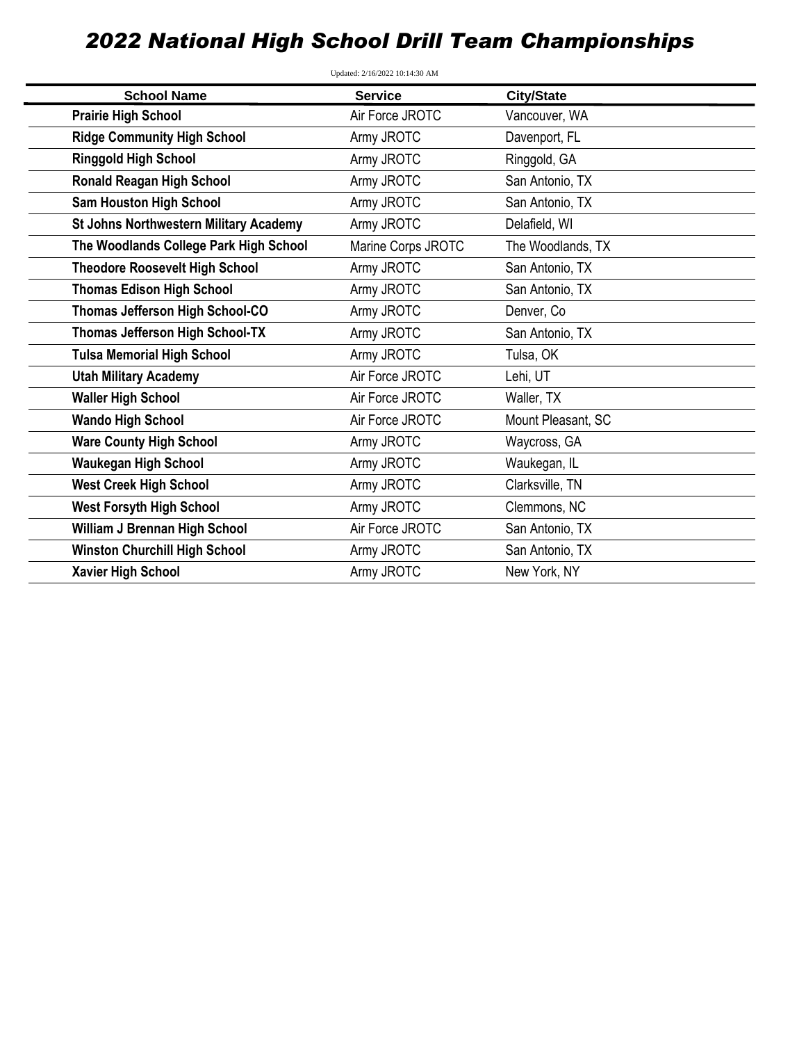# 2022 National High School Drill Team Championships

Updated: 2/16/2022 10:14:30 AM

| School Name | Service | City/State |
| --- | --- | --- |
| **Prairie High School** | Air Force JROTC | Vancouver, WA |
| **Ridge Community High School** | Army JROTC | Davenport, FL |
| **Ringgold High School** | Army JROTC | Ringgold, GA |
| **Ronald Reagan High School** | Army JROTC | San Antonio, TX |
| **Sam Houston High School** | Army JROTC | San Antonio, TX |
| **St Johns Northwestern Military Academy** | Army JROTC | Delafield, WI |
| **The Woodlands College Park High School** | Marine Corps JROTC | The Woodlands, TX |
| **Theodore Roosevelt High School** | Army JROTC | San Antonio, TX |
| **Thomas Edison High School** | Army JROTC | San Antonio, TX |
| **Thomas Jefferson High School-CO** | Army JROTC | Denver, Co |
| **Thomas Jefferson High School-TX** | Army JROTC | San Antonio, TX |
| **Tulsa Memorial High School** | Army JROTC | Tulsa, OK |
| **Utah Military Academy** | Air Force JROTC | Lehi, UT |
| **Waller High School** | Air Force JROTC | Waller, TX |
| **Wando High School** | Air Force JROTC | Mount Pleasant, SC |
| **Ware County High School** | Army JROTC | Waycross, GA |
| **Waukegan High School** | Army JROTC | Waukegan, IL |
| **West Creek High School** | Army JROTC | Clarksville, TN |
| **West Forsyth High School** | Army JROTC | Clemmons, NC |
| **William J Brennan High School** | Air Force JROTC | San Antonio, TX |
| **Winston Churchill High School** | Army JROTC | San Antonio, TX |
| **Xavier High School** | Army JROTC | New York, NY |